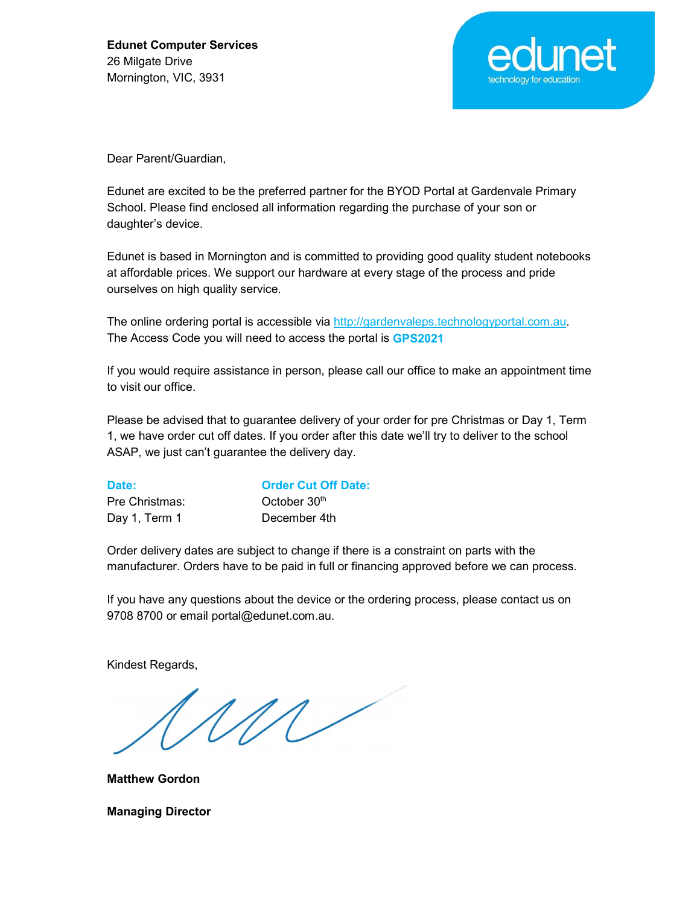**Edunet Computer Services**
26 Milgate Drive
Mornington, VIC, 3931

Dear Parent/Guardian,

Edunet are excited to be the preferred partner for the BYOD Portal at Gardenvale Primary School. Please find enclosed all information regarding the purchase of your son or daughter's device.

Edunet is based in Mornington and is committed to providing good quality student notebooks at affordable prices. We support our hardware at every stage of the process and pride ourselves on high quality service.

The online ordering portal is accessible via http://gardenvaleps.technologyportal.com.au. The Access Code you will need to access the portal is **GPS2021**

If you would require assistance in person, please call our office to make an appointment time to visit our office.

Please be advised that to guarantee delivery of your order for pre Christmas or Day 1, Term 1, we have order cut off dates. If you order after this date we'll try to deliver to the school ASAP, we just can't guarantee the delivery day.

| Date: | Order Cut Off Date: |
|---|---|
| Pre Christmas: | October 30th |
| Day 1, Term 1 | December 4th |

Order delivery dates are subject to change if there is a constraint on parts with the manufacturer. Orders have to be paid in full or financing approved before we can process.

If you have any questions about the device or the ordering process, please contact us on 9708 8700 or email portal@edunet.com.au.

Kindest Regards,

**Matthew Gordon**

**Managing Director**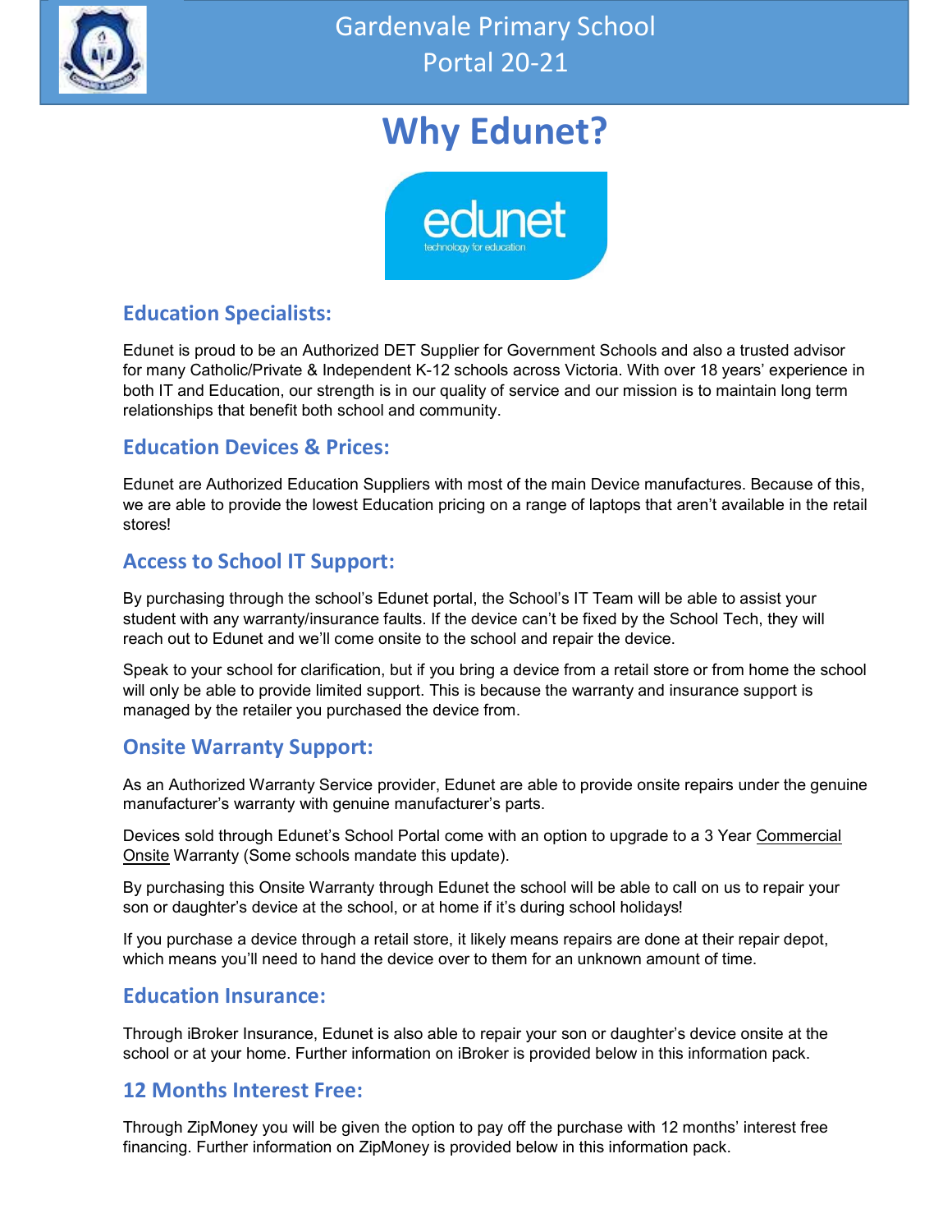# Why Edunet?

## Education Specialists:

Edunet is proud to be an Authorized DET Supplier for Government Schools and also a trusted advisor for many Catholic/Private & Independent K-12 schools across Victoria. With over 18 years' experience in both IT and Education, our strength is in our quality of service and our mission is to maintain long term relationships that benefit both school and community.

## Education Devices & Prices:

Edunet are Authorized Education Suppliers with most of the main Device manufactures. Because of this, we are able to provide the lowest Education pricing on a range of laptops that aren't available in the retail stores!

## Access to School IT Support:

By purchasing through the school's Edunet portal, the School's IT Team will be able to assist your student with any warranty/insurance faults. If the device can't be fixed by the School Tech, they will reach out to Edunet and we'll come onsite to the school and repair the device.

Speak to your school for clarification, but if you bring a device from a retail store or from home the school will only be able to provide limited support. This is because the warranty and insurance support is managed by the retailer you purchased the device from.

## Onsite Warranty Support:

As an Authorized Warranty Service provider, Edunet are able to provide onsite repairs under the genuine manufacturer's warranty with genuine manufacturer's parts.

Devices sold through Edunet's School Portal come with an option to upgrade to a 3 Year Commercial Onsite Warranty (Some schools mandate this update).

By purchasing this Onsite Warranty through Edunet the school will be able to call on us to repair your son or daughter's device at the school, or at home if it's during school holidays!

If you purchase a device through a retail store, it likely means repairs are done at their repair depot, which means you'll need to hand the device over to them for an unknown amount of time.

## Education Insurance:

Through iBroker Insurance, Edunet is also able to repair your son or daughter's device onsite at the school or at your home. Further information on iBroker is provided below in this information pack.

## 12 Months Interest Free:

Through ZipMoney you will be given the option to pay off the purchase with 12 months' interest free financing. Further information on ZipMoney is provided below in this information pack.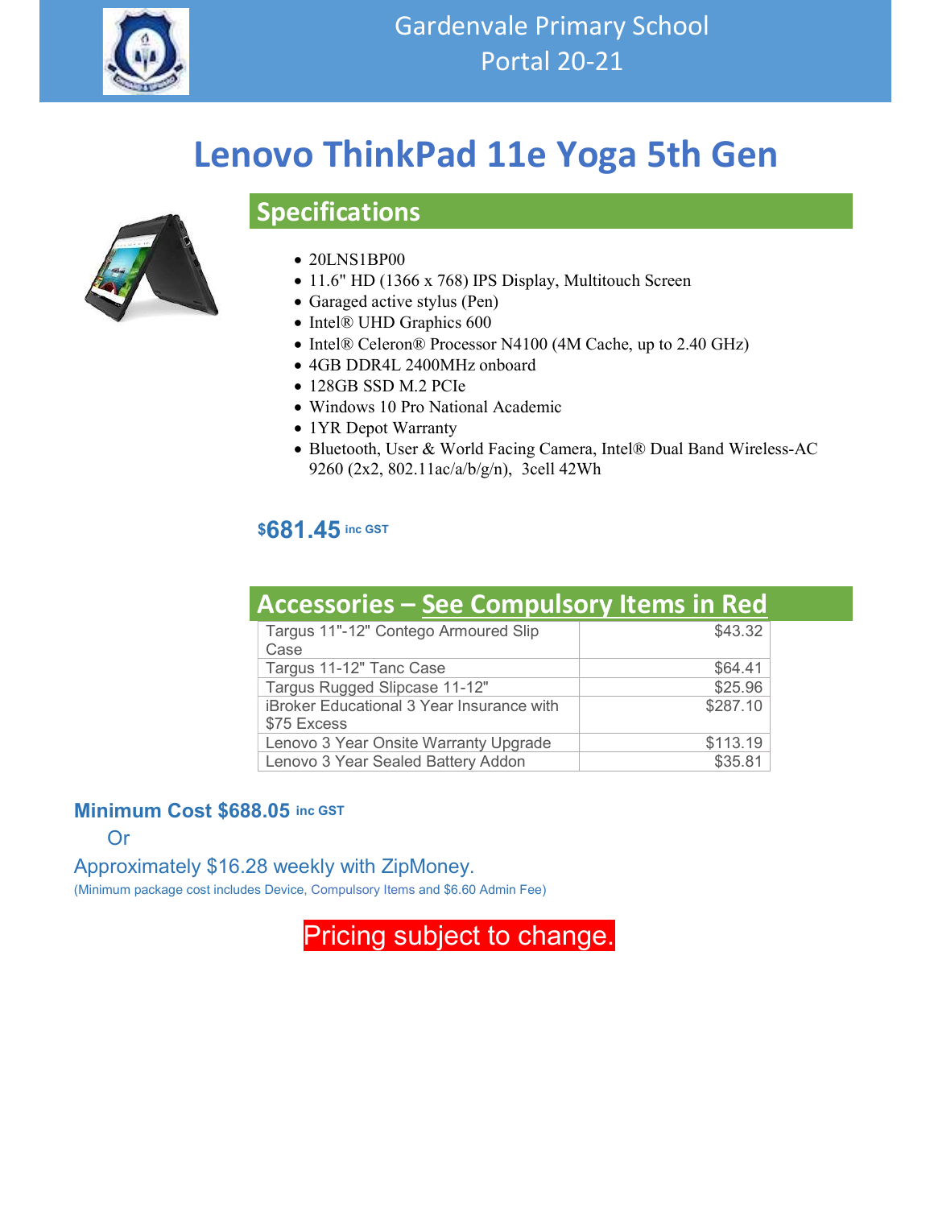Gardenvale Primary School
Portal 20-21

# Lenovo ThinkPad 11e Yoga 5th Gen

## Specifications

- 20LNS1BP00
- 11.6" HD (1366 x 768) IPS Display, Multitouch Screen
- Garaged active stylus (Pen)
- Intel® UHD Graphics 600
- Intel® Celeron® Processor N4100 (4M Cache, up to 2.40 GHz)
- 4GB DDR4L 2400MHz onboard
- 128GB SSD M.2 PCIe
- Windows 10 Pro National Academic
- 1YR Depot Warranty
- Bluetooth, User & World Facing Camera, Intel® Dual Band Wireless-AC 9260 (2x2, 802.11ac/a/b/g/n), 3cell 42Wh

**$681.45** inc GST

## Accessories – See Compulsory Items in Red

| Item | Price |
|---|---|
| Targus 11"-12" Contego Armoured Slip Case | $43.32 |
| Targus 11-12" Tanc Case | $64.41 |
| Targus Rugged Slipcase 11-12" | $25.96 |
| iBroker Educational 3 Year Insurance with $75 Excess | $287.10 |
| Lenovo 3 Year Onsite Warranty Upgrade | $113.19 |
| Lenovo 3 Year Sealed Battery Addon | $35.81 |

**Minimum Cost $688.05** inc GST

Or

Approximately $16.28 weekly with ZipMoney.

(Minimum package cost includes Device, Compulsory Items and $6.60 Admin Fee)

Pricing subject to change.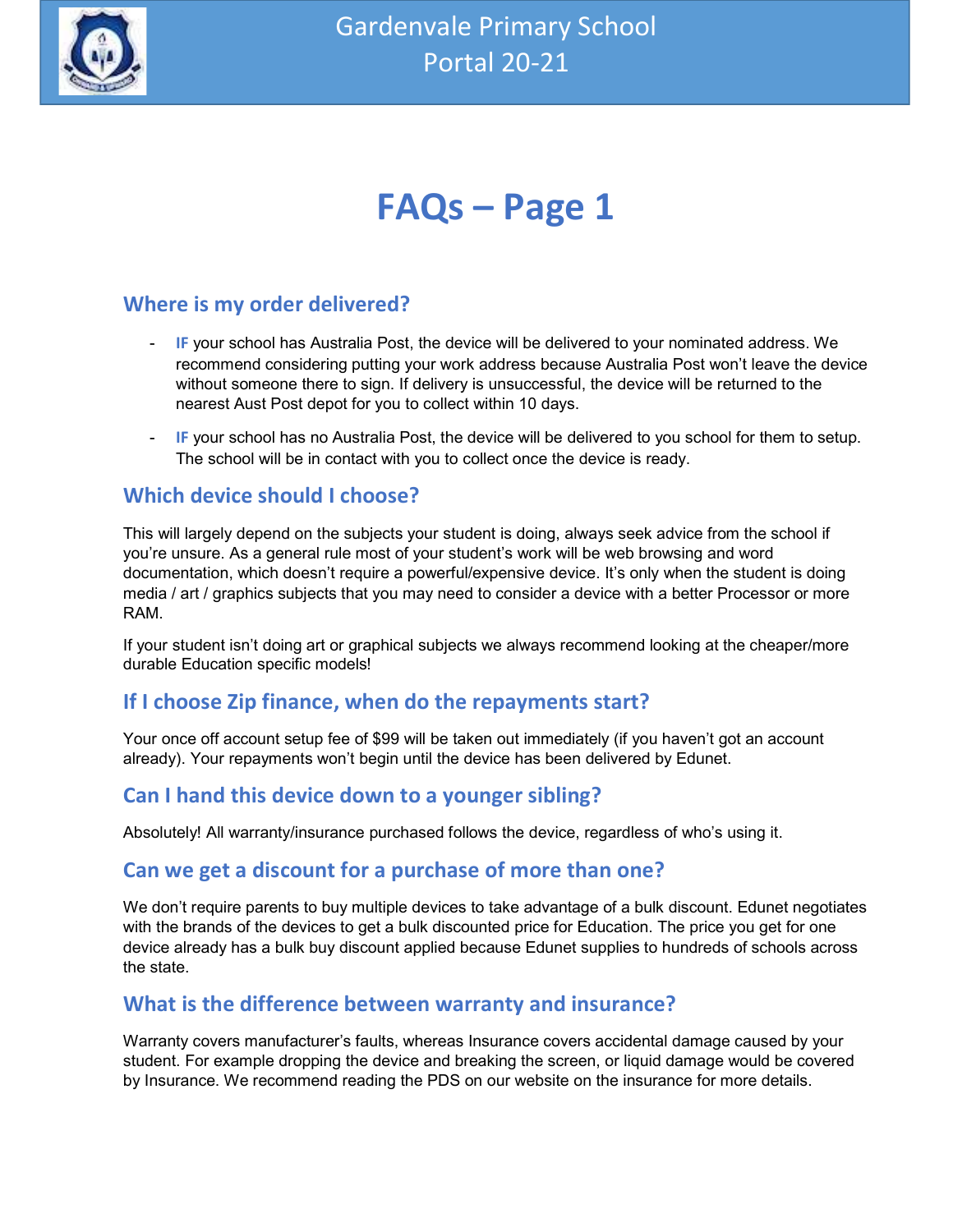# Gardenvale Primary School Portal 20-21

# FAQs – Page 1

## Where is my order delivered?

- **IF** your school has Australia Post, the device will be delivered to your nominated address. We recommend considering putting your work address because Australia Post won't leave the device without someone there to sign. If delivery is unsuccessful, the device will be returned to the nearest Aust Post depot for you to collect within 10 days.
- **IF** your school has no Australia Post, the device will be delivered to you school for them to setup. The school will be in contact with you to collect once the device is ready.

## Which device should I choose?

This will largely depend on the subjects your student is doing, always seek advice from the school if you're unsure. As a general rule most of your student's work will be web browsing and word documentation, which doesn't require a powerful/expensive device. It's only when the student is doing media / art / graphics subjects that you may need to consider a device with a better Processor or more RAM.

If your student isn't doing art or graphical subjects we always recommend looking at the cheaper/more durable Education specific models!

## If I choose Zip finance, when do the repayments start?

Your once off account setup fee of $99 will be taken out immediately (if you haven't got an account already). Your repayments won't begin until the device has been delivered by Edunet.

## Can I hand this device down to a younger sibling?

Absolutely! All warranty/insurance purchased follows the device, regardless of who's using it.

## Can we get a discount for a purchase of more than one?

We don't require parents to buy multiple devices to take advantage of a bulk discount. Edunet negotiates with the brands of the devices to get a bulk discounted price for Education. The price you get for one device already has a bulk buy discount applied because Edunet supplies to hundreds of schools across the state.

## What is the difference between warranty and insurance?

Warranty covers manufacturer's faults, whereas Insurance covers accidental damage caused by your student. For example dropping the device and breaking the screen, or liquid damage would be covered by Insurance. We recommend reading the PDS on our website on the insurance for more details.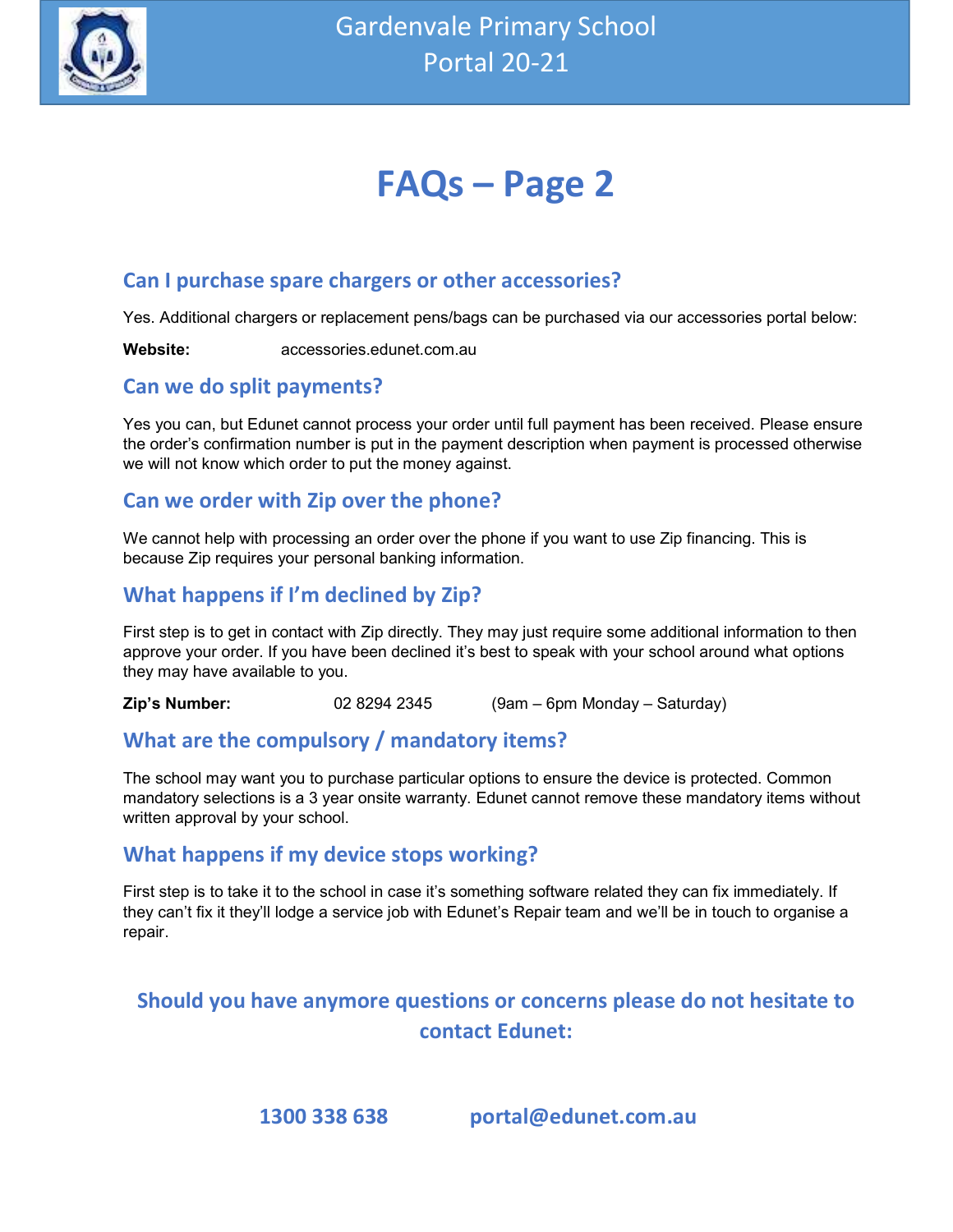Gardenvale Primary School
Portal 20-21

# FAQs – Page 2

## Can I purchase spare chargers or other accessories?

Yes. Additional chargers or replacement pens/bags can be purchased via our accessories portal below:

**Website:** accessories.edunet.com.au

## Can we do split payments?

Yes you can, but Edunet cannot process your order until full payment has been received. Please ensure the order's confirmation number is put in the payment description when payment is processed otherwise we will not know which order to put the money against.

## Can we order with Zip over the phone?

We cannot help with processing an order over the phone if you want to use Zip financing. This is because Zip requires your personal banking information.

## What happens if I'm declined by Zip?

First step is to get in contact with Zip directly. They may just require some additional information to then approve your order. If you have been declined it's best to speak with your school around what options they may have available to you.

**Zip's Number:** 02 8294 2345 (9am – 6pm Monday – Saturday)

## What are the compulsory / mandatory items?

The school may want you to purchase particular options to ensure the device is protected. Common mandatory selections is a 3 year onsite warranty. Edunet cannot remove these mandatory items without written approval by your school.

## What happens if my device stops working?

First step is to take it to the school in case it's something software related they can fix immediately. If they can't fix it they'll lodge a service job with Edunet's Repair team and we'll be in touch to organise a repair.

## Should you have anymore questions or concerns please do not hesitate to contact Edunet:

**1300 338 638** **portal@edunet.com.au**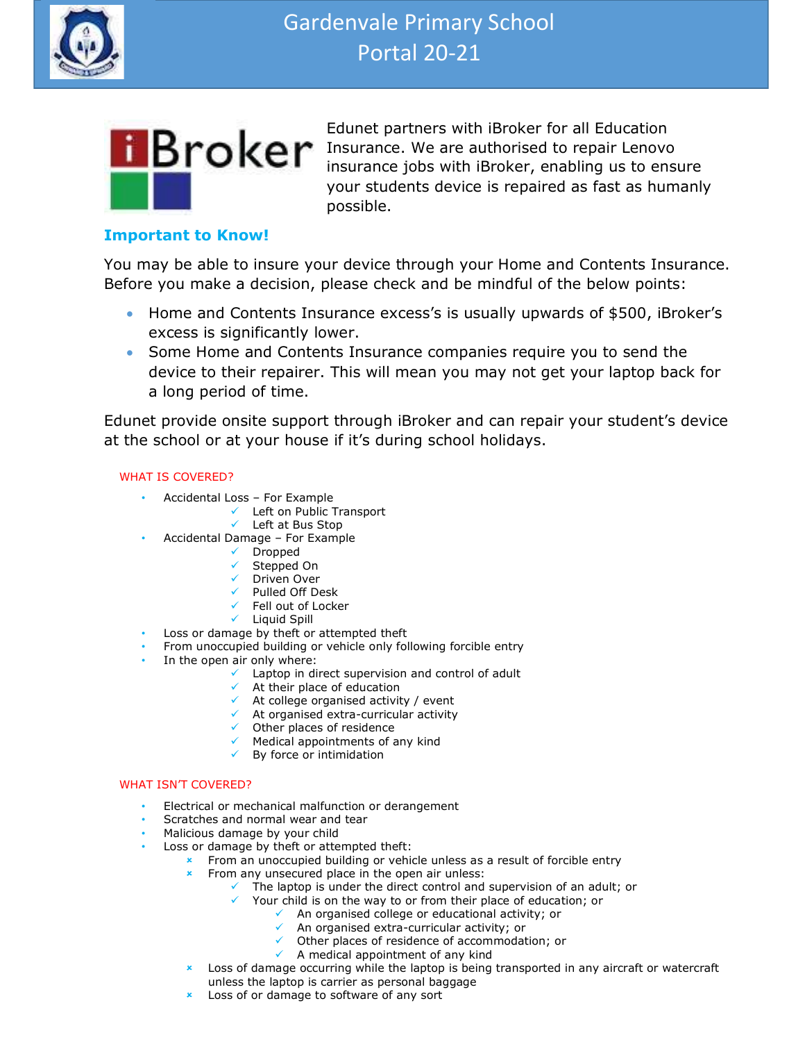# Gardenvale Primary School
# Portal 20-21

iBroker

Edunet partners with iBroker for all Education Insurance. We are authorised to repair Lenovo insurance jobs with iBroker, enabling us to ensure your students device is repaired as fast as humanly possible.

## Important to Know!

You may be able to insure your device through your Home and Contents Insurance. Before you make a decision, please check and be mindful of the below points:

- Home and Contents Insurance excess's is usually upwards of $500, iBroker's excess is significantly lower.
- Some Home and Contents Insurance companies require you to send the device to their repairer. This will mean you may not get your laptop back for a long period of time.

Edunet provide onsite support through iBroker and can repair your student's device at the school or at your house if it's during school holidays.

### WHAT IS COVERED?

- Accidental Loss – For Example
  - ✓ Left on Public Transport
  - ✓ Left at Bus Stop
- Accidental Damage – For Example
  - ✓ Dropped
  - ✓ Stepped On
  - ✓ Driven Over
  - ✓ Pulled Off Desk
  - ✓ Fell out of Locker
  - ✓ Liquid Spill
- Loss or damage by theft or attempted theft
- From unoccupied building or vehicle only following forcible entry
- In the open air only where:
  - ✓ Laptop in direct supervision and control of adult
  - ✓ At their place of education
  - ✓ At college organised activity / event
  - ✓ At organised extra-curricular activity
  - ✓ Other places of residence
  - ✓ Medical appointments of any kind
  - ✓ By force or intimidation

### WHAT ISN'T COVERED?

- Electrical or mechanical malfunction or derangement
- Scratches and normal wear and tear
- Malicious damage by your child
- Loss or damage by theft or attempted theft:
  - × From an unoccupied building or vehicle unless as a result of forcible entry
  - × From any unsecured place in the open air unless:
    - ✓ The laptop is under the direct control and supervision of an adult; or
    - ✓ Your child is on the way to or from their place of education; or
      - ✓ An organised college or educational activity; or
      - ✓ An organised extra-curricular activity; or
      - ✓ Other places of residence of accommodation; or
      - ✓ A medical appointment of any kind
  - × Loss of damage occurring while the laptop is being transported in any aircraft or watercraft unless the laptop is carrier as personal baggage
  - × Loss of or damage to software of any sort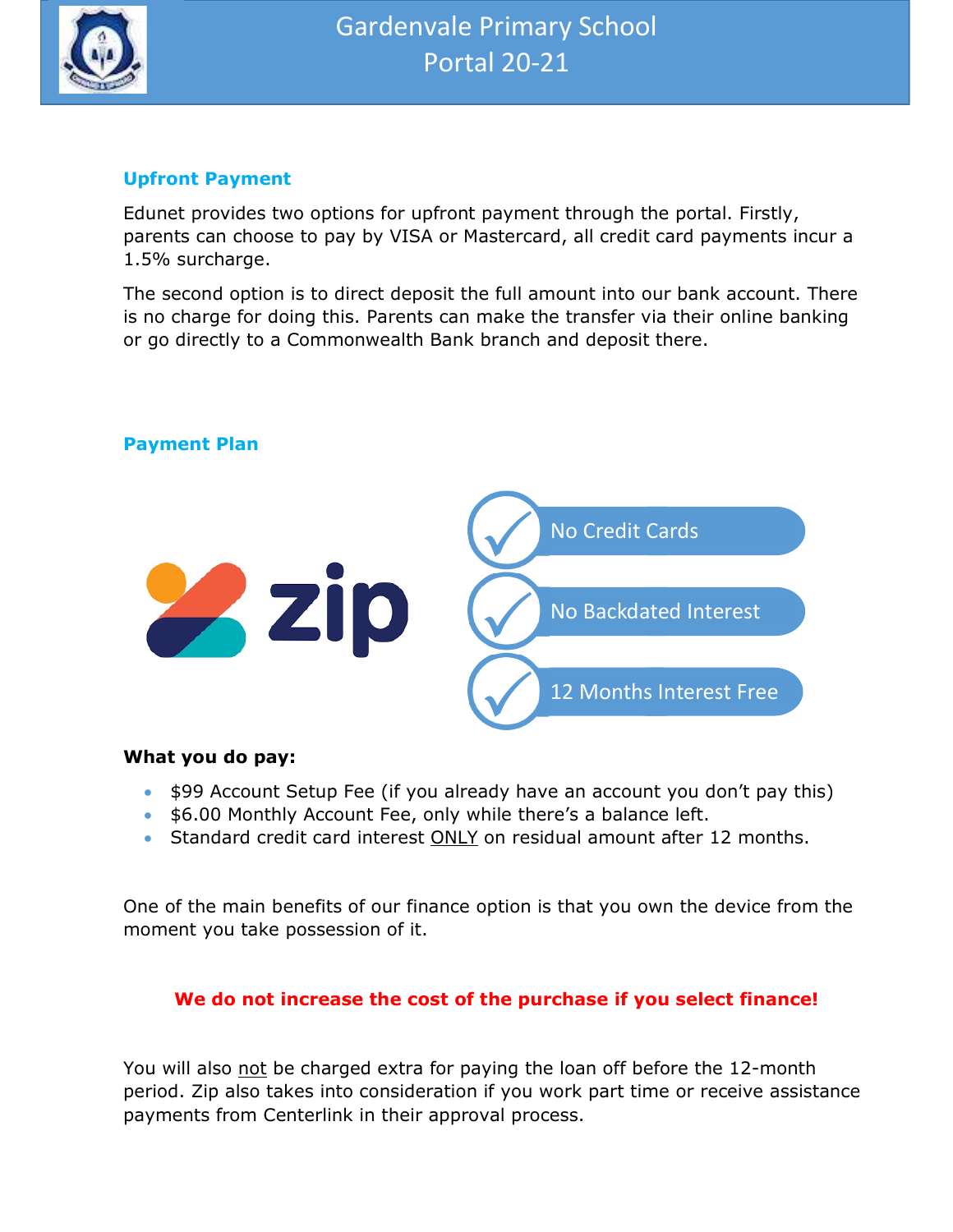## Upfront Payment

Edunet provides two options for upfront payment through the portal. Firstly, parents can choose to pay by VISA or Mastercard, all credit card payments incur a 1.5% surcharge.

The second option is to direct deposit the full amount into our bank account. There is no charge for doing this. Parents can make the transfer via their online banking or go directly to a Commonwealth Bank branch and deposit there.

## Payment Plan

zip

- No Credit Cards
- No Backdated Interest
- 12 Months Interest Free

**What you do pay:**

- $99 Account Setup Fee (if you already have an account you don't pay this)
- $6.00 Monthly Account Fee, only while there's a balance left.
- Standard credit card interest ONLY on residual amount after 12 months.

One of the main benefits of our finance option is that you own the device from the moment you take possession of it.

**We do not increase the cost of the purchase if you select finance!**

You will also not be charged extra for paying the loan off before the 12-month period. Zip also takes into consideration if you work part time or receive assistance payments from Centerlink in their approval process.